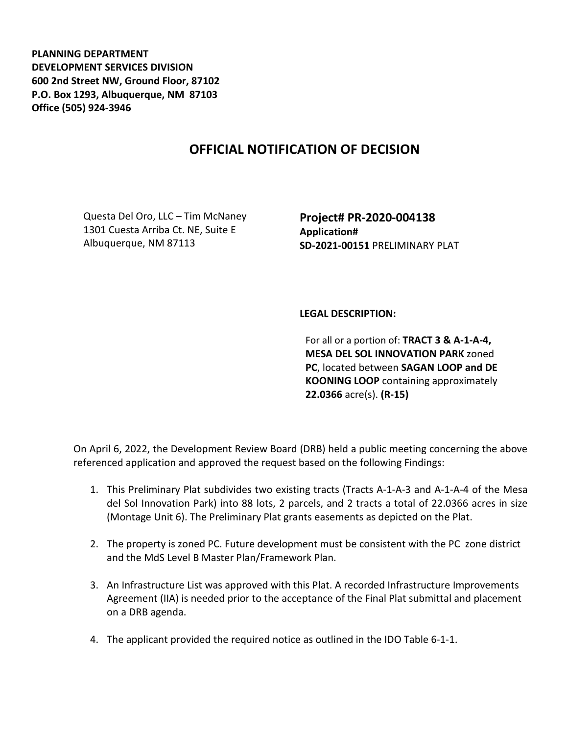**PLANNING DEPARTMENT**
**DEVELOPMENT SERVICES DIVISION**
**600 2nd Street NW, Ground Floor, 87102**
**P.O. Box 1293, Albuquerque, NM 87103**
**Office (505) 924-3946**

# OFFICIAL NOTIFICATION OF DECISION

Questa Del Oro, LLC – Tim McNaney
1301 Cuesta Arriba Ct. NE, Suite E
Albuquerque, NM 87113

**Project# PR-2020-004138**
**Application#**
**SD-2021-00151** PRELIMINARY PLAT

**LEGAL DESCRIPTION:**

For all or a portion of: **TRACT 3 & A-1-A-4, MESA DEL SOL INNOVATION PARK** zoned **PC**, located between **SAGAN LOOP and DE KOONING LOOP** containing approximately **22.0366** acre(s). **(R-15)**

On April 6, 2022, the Development Review Board (DRB) held a public meeting concerning the above referenced application and approved the request based on the following Findings:

1. This Preliminary Plat subdivides two existing tracts (Tracts A-1-A-3 and A-1-A-4 of the Mesa del Sol Innovation Park) into 88 lots, 2 parcels, and 2 tracts a total of 22.0366 acres in size (Montage Unit 6). The Preliminary Plat grants easements as depicted on the Plat.

2. The property is zoned PC. Future development must be consistent with the PC zone district and the MdS Level B Master Plan/Framework Plan.

3. An Infrastructure List was approved with this Plat. A recorded Infrastructure Improvements Agreement (IIA) is needed prior to the acceptance of the Final Plat submittal and placement on a DRB agenda.

4. The applicant provided the required notice as outlined in the IDO Table 6-1-1.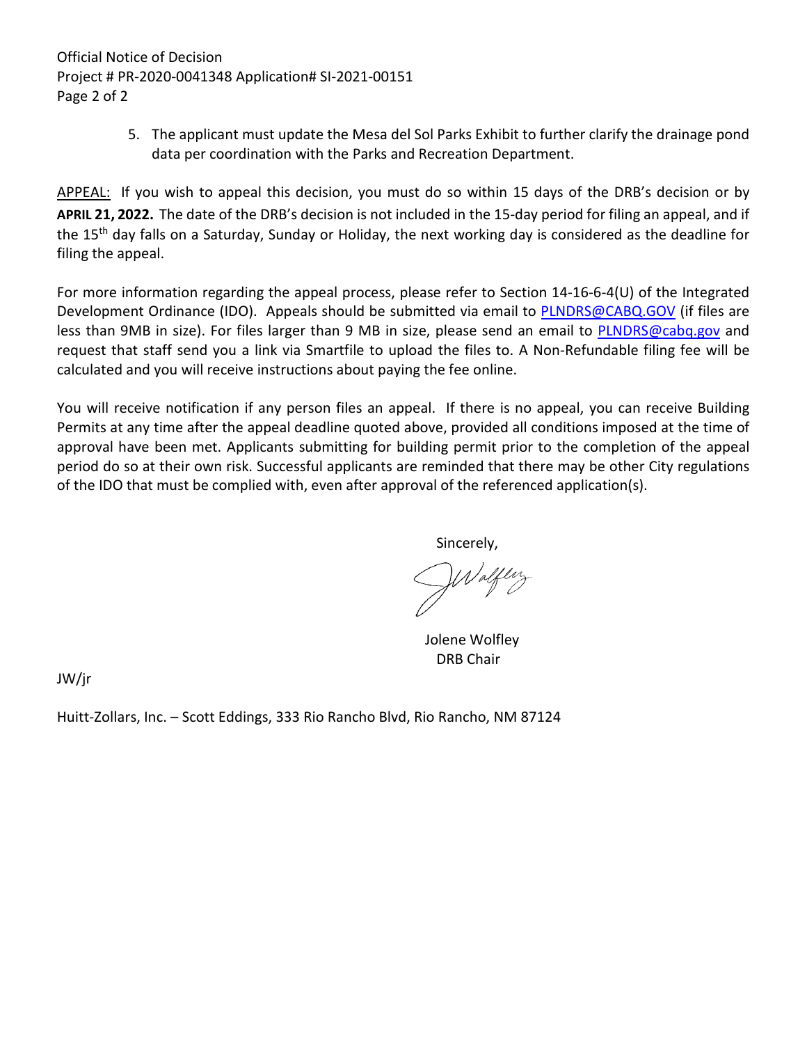5. The applicant must update the Mesa del Sol Parks Exhibit to further clarify the drainage pond data per coordination with the Parks and Recreation Department.

APPEAL: If you wish to appeal this decision, you must do so within 15 days of the DRB's decision or by **APRIL 21, 2022.** The date of the DRB's decision is not included in the 15-day period for filing an appeal, and if the 15th day falls on a Saturday, Sunday or Holiday, the next working day is considered as the deadline for filing the appeal.

For more information regarding the appeal process, please refer to Section 14-16-6-4(U) of the Integrated Development Ordinance (IDO). Appeals should be submitted via email to PLNDRS@CABQ.GOV (if files are less than 9MB in size). For files larger than 9 MB in size, please send an email to PLNDRS@cabq.gov and request that staff send you a link via Smartfile to upload the files to. A Non-Refundable filing fee will be calculated and you will receive instructions about paying the fee online.

You will receive notification if any person files an appeal. If there is no appeal, you can receive Building Permits at any time after the appeal deadline quoted above, provided all conditions imposed at the time of approval have been met. Applicants submitting for building permit prior to the completion of the appeal period do so at their own risk. Successful applicants are reminded that there may be other City regulations of the IDO that must be complied with, even after approval of the referenced application(s).

Sincerely,

JWolfley

Jolene Wolfley
DRB Chair

JW/jr

Huitt-Zollars, Inc. – Scott Eddings, 333 Rio Rancho Blvd, Rio Rancho, NM 87124